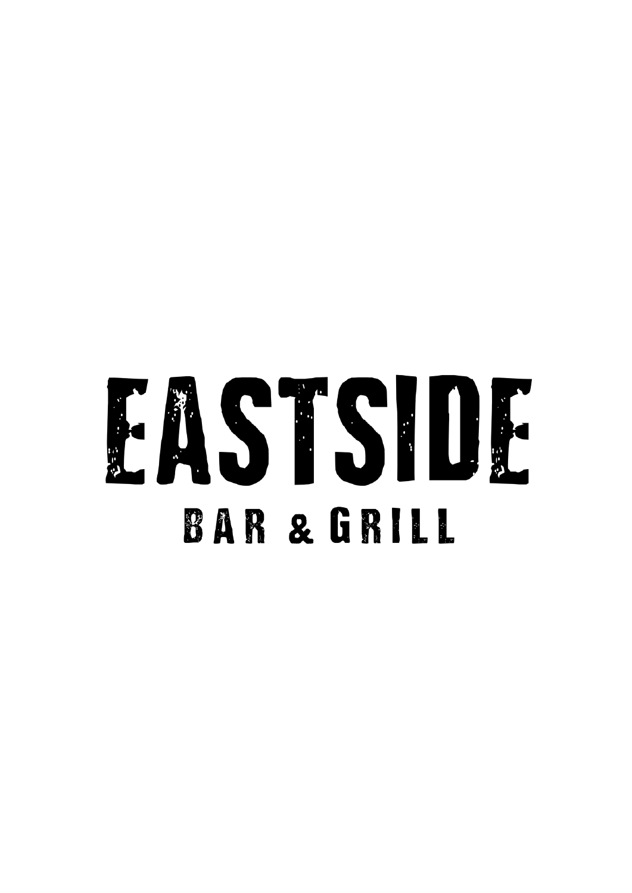# EASTSIDE

## BAR & GRILL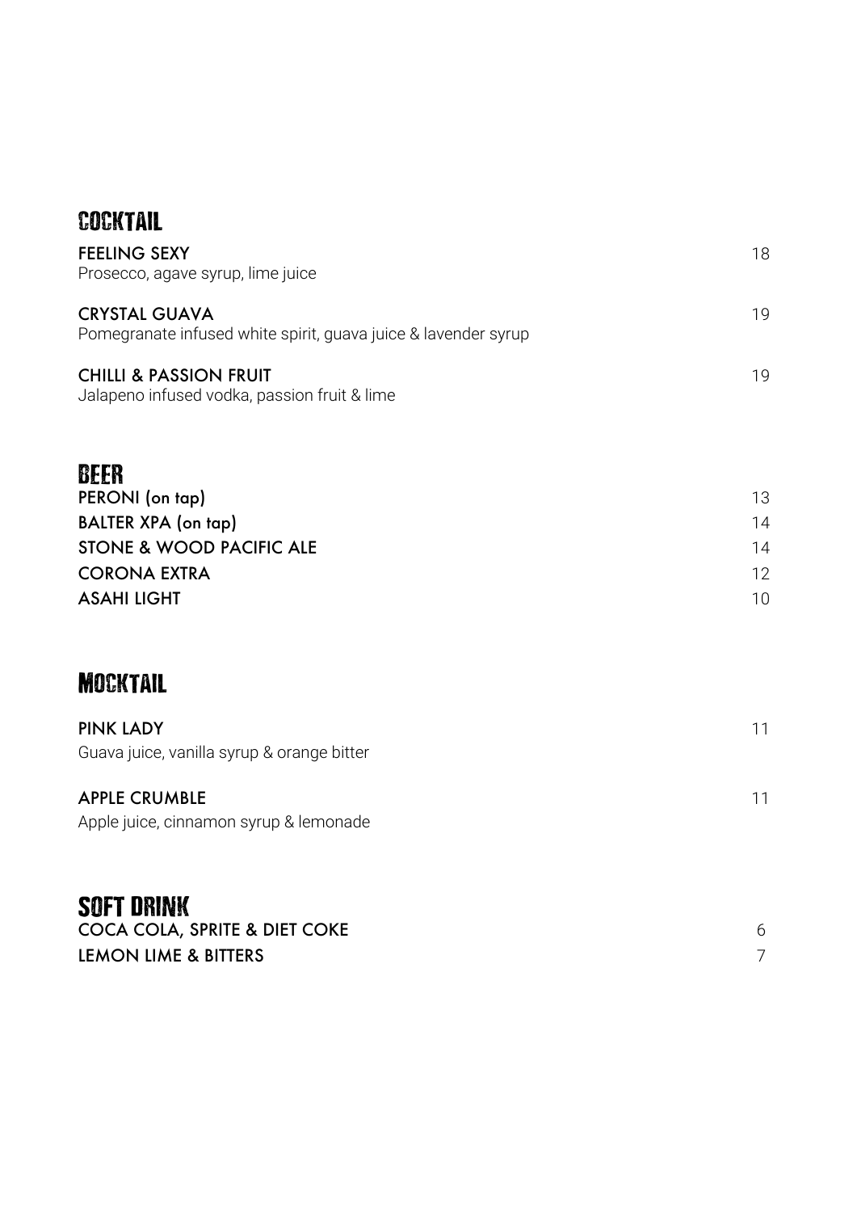## COCKTAIL

**FEELING SEXY** 18
Prosecco, agave syrup, lime juice

**CRYSTAL GUAVA** 19
Pomegranate infused white spirit, guava juice & lavender syrup

**CHILLI & PASSION FRUIT** 19
Jalapeno infused vodka, passion fruit & lime

## BEER

**PERONI (on tap)** 13
**BALTER XPA (on tap)** 14
**STONE & WOOD PACIFIC ALE** 14
**CORONA EXTRA** 12
**ASAHI LIGHT** 10

## MOCKTAIL

**PINK LADY** 11
Guava juice, vanilla syrup & orange bitter

**APPLE CRUMBLE** 11
Apple juice, cinnamon syrup & lemonade

## SOFT DRINK

**COCA COLA, SPRITE & DIET COKE** 6
**LEMON LIME & BITTERS** 7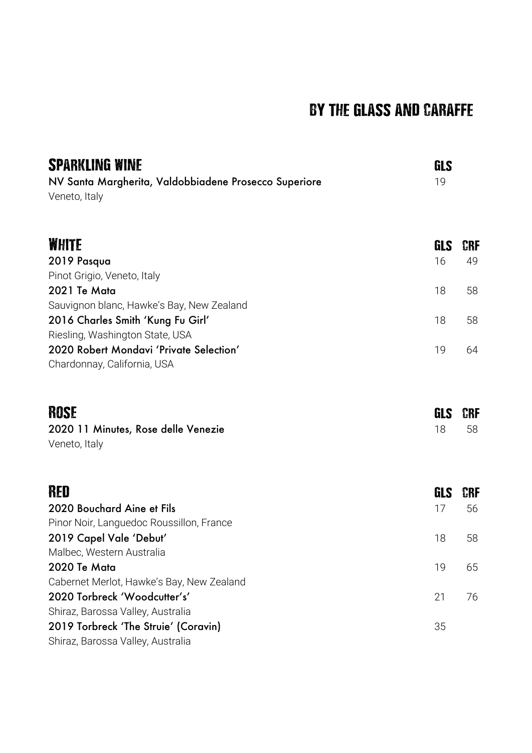# BY THE GLASS AND CARAFFE

## SPARKLING WINE

| | GLS |
|---|---|
| **NV Santa Margherita, Valdobbiadene Prosecco Superiore**<br>Veneto, Italy | 19 |

## WHITE

| | GLS | CRF |
|---|---|---|
| **2019 Pasqua**<br>Pinot Grigio, Veneto, Italy | 16 | 49 |
| **2021 Te Mata**<br>Sauvignon blanc, Hawke's Bay, New Zealand | 18 | 58 |
| **2016 Charles Smith 'Kung Fu Girl'**<br>Riesling, Washington State, USA | 18 | 58 |
| **2020 Robert Mondavi 'Private Selection'**<br>Chardonnay, California, USA | 19 | 64 |

## ROSE

| | GLS | CRF |
|---|---|---|
| **2020 11 Minutes, Rose delle Venezie**<br>Veneto, Italy | 18 | 58 |

## RED

| | GLS | CRF |
|---|---|---|
| **2020 Bouchard Aine et Fils**<br>Pinot Noir, Languedoc Roussillon, France | 17 | 56 |
| **2019 Capel Vale 'Debut'**<br>Malbec, Western Australia | 18 | 58 |
| **2020 Te Mata**<br>Cabernet Merlot, Hawke's Bay, New Zealand | 19 | 65 |
| **2020 Torbreck 'Woodcutter's'**<br>Shiraz, Barossa Valley, Australia | 21 | 76 |
| **2019 Torbreck 'The Struie' (Coravin)**<br>Shiraz, Barossa Valley, Australia | 35 | |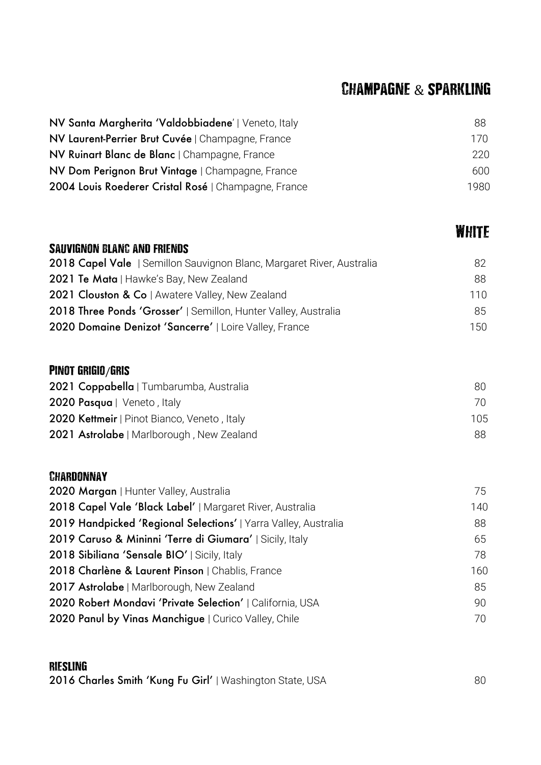# Champagne & Sparkling

| | |
|---|---|
| **NV Santa Margherita 'Valdobbiadene'** \| Veneto, Italy | 88 |
| **NV Laurent-Perrier Brut Cuvée** \| Champagne, France | 170 |
| **NV Ruinart Blanc de Blanc** \| Champagne, France | 220 |
| **NV Dom Perignon Brut Vintage** \| Champagne, France | 600 |
| **2004 Louis Roederer Cristal Rosé** \| Champagne, France | 1980 |

# White

## Sauvignon Blanc and Friends

| | |
|---|---|
| **2018 Capel Vale** \| Semillon Sauvignon Blanc, Margaret River, Australia | 82 |
| **2021 Te Mata** \| Hawke's Bay, New Zealand | 88 |
| **2021 Clouston & Co** \| Awatere Valley, New Zealand | 110 |
| **2018 Three Ponds 'Grosser'** \| Semillon, Hunter Valley, Australia | 85 |
| **2020 Domaine Denizot 'Sancerre'** \| Loire Valley, France | 150 |

## Pinot Grigio/Gris

| | |
|---|---|
| **2021 Coppabella** \| Tumbarumba, Australia | 80 |
| **2020 Pasqua** \| Veneto , Italy | 70 |
| **2020 Kettmeir** \| Pinot Bianco, Veneto , Italy | 105 |
| **2021 Astrolabe** \| Marlborough , New Zealand | 88 |

## Chardonnay

| | |
|---|---|
| **2020 Margan** \| Hunter Valley, Australia | 75 |
| **2018 Capel Vale 'Black Label'** \| Margaret River, Australia | 140 |
| **2019 Handpicked 'Regional Selections'** \| Yarra Valley, Australia | 88 |
| **2019 Caruso & Mininni 'Terre di Giumara'** \| Sicily, Italy | 65 |
| **2018 Sibiliana 'Sensale BIO'** \| Sicily, Italy | 78 |
| **2018 Charlène & Laurent Pinson** \| Chablis, France | 160 |
| **2017 Astrolabe** \| Marlborough, New Zealand | 85 |
| **2020 Robert Mondavi 'Private Selection'** \| California, USA | 90 |
| **2020 Panul by Vinas Manchigue** \| Curico Valley, Chile | 70 |

## Riesling

| | |
|---|---|
| **2016 Charles Smith 'Kung Fu Girl'** \| Washington State, USA | 80 |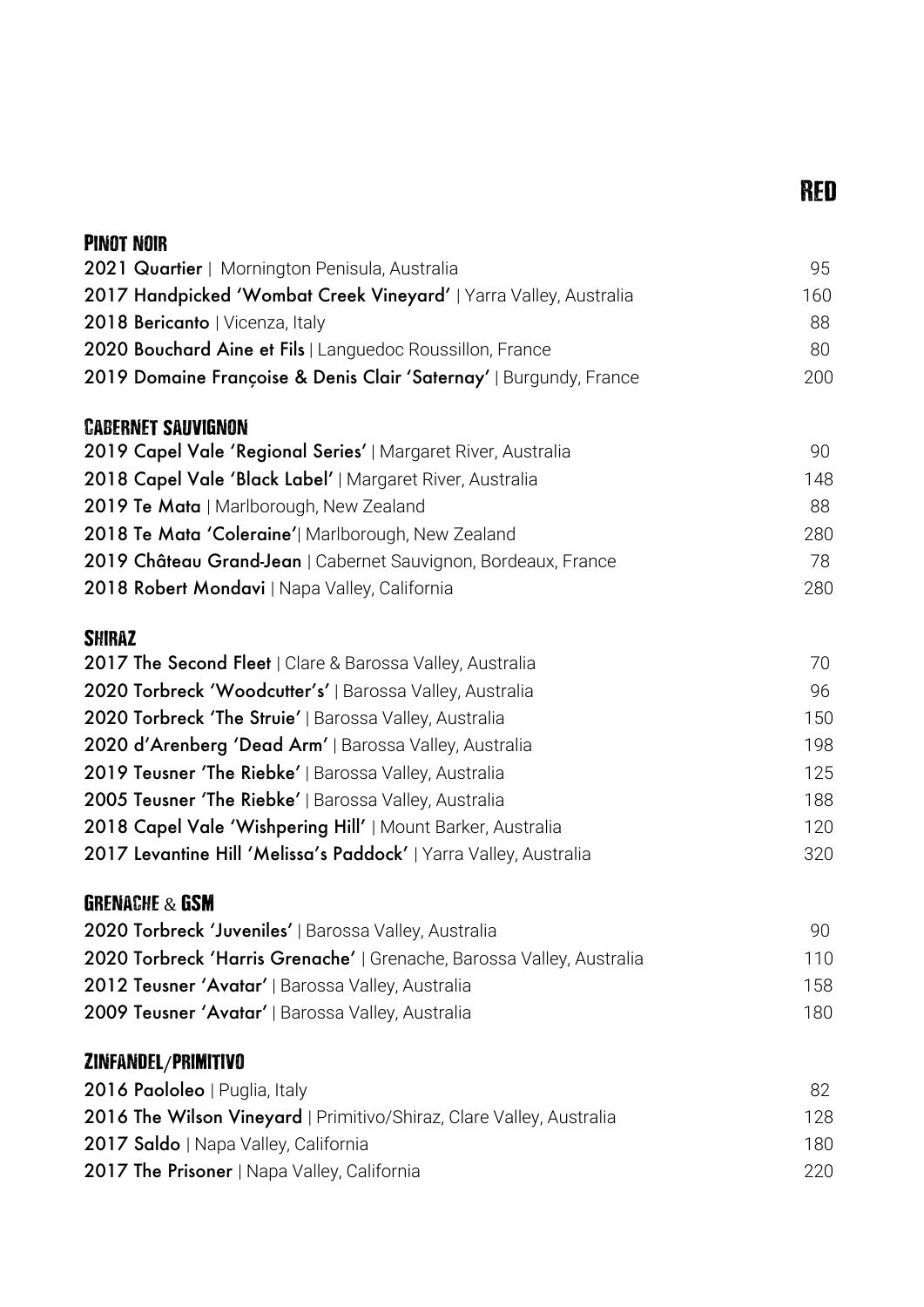# RED

## Pinot Noir

| | |
|---|---|
| **2021 Quartier** \| Mornington Penisula, Australia | 95 |
| **2017 Handpicked 'Wombat Creek Vineyard'** \| Yarra Valley, Australia | 160 |
| **2018 Bericanto** \| Vicenza, Italy | 88 |
| **2020 Bouchard Aine et Fils** \| Languedoc Roussillon, France | 80 |
| **2019 Domaine Françoise & Denis Clair 'Saternay'** \| Burgundy, France | 200 |

## Cabernet Sauvignon

| | |
|---|---|
| **2019 Capel Vale 'Regional Series'** \| Margaret River, Australia | 90 |
| **2018 Capel Vale 'Black Label'** \| Margaret River, Australia | 148 |
| **2019 Te Mata** \| Marlborough, New Zealand | 88 |
| **2018 Te Mata 'Coleraine'**\| Marlborough, New Zealand | 280 |
| **2019 Château Grand-Jean** \| Cabernet Sauvignon, Bordeaux, France | 78 |
| **2018 Robert Mondavi** \| Napa Valley, California | 280 |

## Shiraz

| | |
|---|---|
| **2017 The Second Fleet** \| Clare & Barossa Valley, Australia | 70 |
| **2020 Torbreck 'Woodcutter's'** \| Barossa Valley, Australia | 96 |
| **2020 Torbreck 'The Struie'** \| Barossa Valley, Australia | 150 |
| **2020 d'Arenberg 'Dead Arm'** \| Barossa Valley, Australia | 198 |
| **2019 Teusner 'The Riebke'** \| Barossa Valley, Australia | 125 |
| **2005 Teusner 'The Riebke'** \| Barossa Valley, Australia | 188 |
| **2018 Capel Vale 'Wishpering Hill'** \| Mount Barker, Australia | 120 |
| **2017 Levantine Hill 'Melissa's Paddock'** \| Yarra Valley, Australia | 320 |

## Grenache & GSM

| | |
|---|---|
| **2020 Torbreck 'Juveniles'** \| Barossa Valley, Australia | 90 |
| **2020 Torbreck 'Harris Grenache'** \| Grenache, Barossa Valley, Australia | 110 |
| **2012 Teusner 'Avatar'** \| Barossa Valley, Australia | 158 |
| **2009 Teusner 'Avatar'** \| Barossa Valley, Australia | 180 |

## Zinfandel/Primitivo

| | |
|---|---|
| **2016 Paololeo** \| Puglia, Italy | 82 |
| **2016 The Wilson Vineyard** \| Primitivo/Shiraz, Clare Valley, Australia | 128 |
| **2017 Saldo** \| Napa Valley, California | 180 |
| **2017 The Prisoner** \| Napa Valley, California | 220 |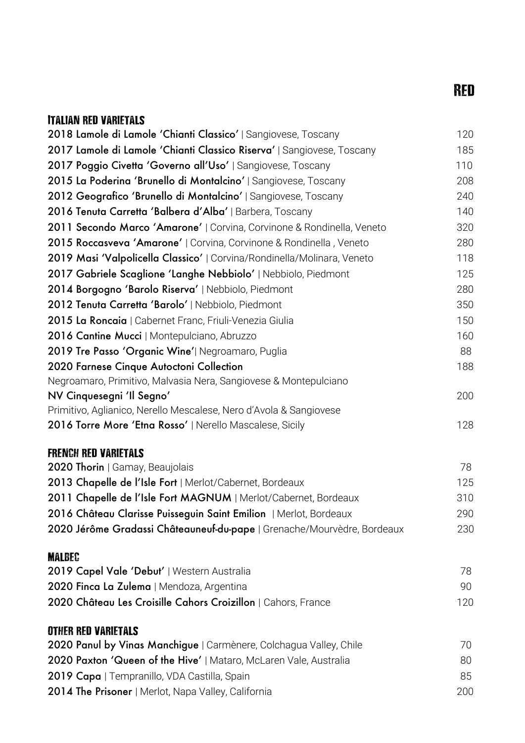# RED

## Italian Red Varietals

| | |
|---|---|
| **2018 Lamole di Lamole 'Chianti Classico'** \| Sangiovese, Toscany | 120 |
| **2017 Lamole di Lamole 'Chianti Classico Riserva'** \| Sangiovese, Toscany | 185 |
| **2017 Poggio Civetta 'Governo all'Uso'** \| Sangiovese, Toscany | 110 |
| **2015 La Poderina 'Brunello di Montalcino'** \| Sangiovese, Toscany | 208 |
| **2012 Geografico 'Brunello di Montalcino'** \| Sangiovese, Toscany | 240 |
| **2016 Tenuta Carretta 'Balbera d'Alba'** \| Barbera, Toscany | 140 |
| **2011 Secondo Marco 'Amarone'** \| Corvina, Corvinone & Rondinella, Veneto | 320 |
| **2015 Roccasveva 'Amarone'** \| Corvina, Corvinone & Rondinella , Veneto | 280 |
| **2019 Masi 'Valpolicella Classico'** \| Corvina/Rondinella/Molinara, Veneto | 118 |
| **2017 Gabriele Scaglione 'Langhe Nebbiolo'** \| Nebbiolo, Piedmont | 125 |
| **2014 Borgogno 'Barolo Riserva'** \| Nebbiolo, Piedmont | 280 |
| **2012 Tenuta Carretta 'Barolo'** \| Nebbiolo, Piedmont | 350 |
| **2015 La Roncaia** \| Cabernet Franc, Friuli-Venezia Giulia | 150 |
| **2016 Cantine Mucci** \| Montepulciano, Abruzzo | 160 |
| **2019 Tre Passo 'Organic Wine'**\| Negroamaro, Puglia | 88 |
| **2020 Farnese Cinque Autoctoni Collection** Negroamaro, Primitivo, Malvasia Nera, Sangiovese & Montepulciano | 188 |
| **NV Cinquesegni 'Il Segno'** Primitivo, Aglianico, Nerello Mescalese, Nero d'Avola & Sangiovese | 200 |
| **2016 Torre More 'Etna Rosso'** \| Nerello Mascalese, Sicily | 128 |

## French Red Varietals

| | |
|---|---|
| **2020 Thorin** \| Gamay, Beaujolais | 78 |
| **2013 Chapelle de l'Isle Fort** \| Merlot/Cabernet, Bordeaux | 125 |
| **2011 Chapelle de l'Isle Fort MAGNUM** \| Merlot/Cabernet, Bordeaux | 310 |
| **2016 Château Clarisse Puisseguin Saint Emilion** \| Merlot, Bordeaux | 290 |
| **2020 Jérôme Gradassi Châteauneuf-du-pape** \| Grenache/Mourvèdre, Bordeaux | 230 |

## Malbec

| | |
|---|---|
| **2019 Capel Vale 'Debut'** \| Western Australia | 78 |
| **2020 Finca La Zulema** \| Mendoza, Argentina | 90 |
| **2020 Château Les Croisille Cahors Croizillon** \| Cahors, France | 120 |

## Other Red Varietals

| | |
|---|---|
| **2020 Panul by Vinas Manchigue** \| Carmènere, Colchagua Valley, Chile | 70 |
| **2020 Paxton 'Queen of the Hive'** \| Mataro, McLaren Vale, Australia | 80 |
| **2019 Capa** \| Tempranillo, VDA Castilla, Spain | 85 |
| **2014 The Prisoner** \| Merlot, Napa Valley, California | 200 |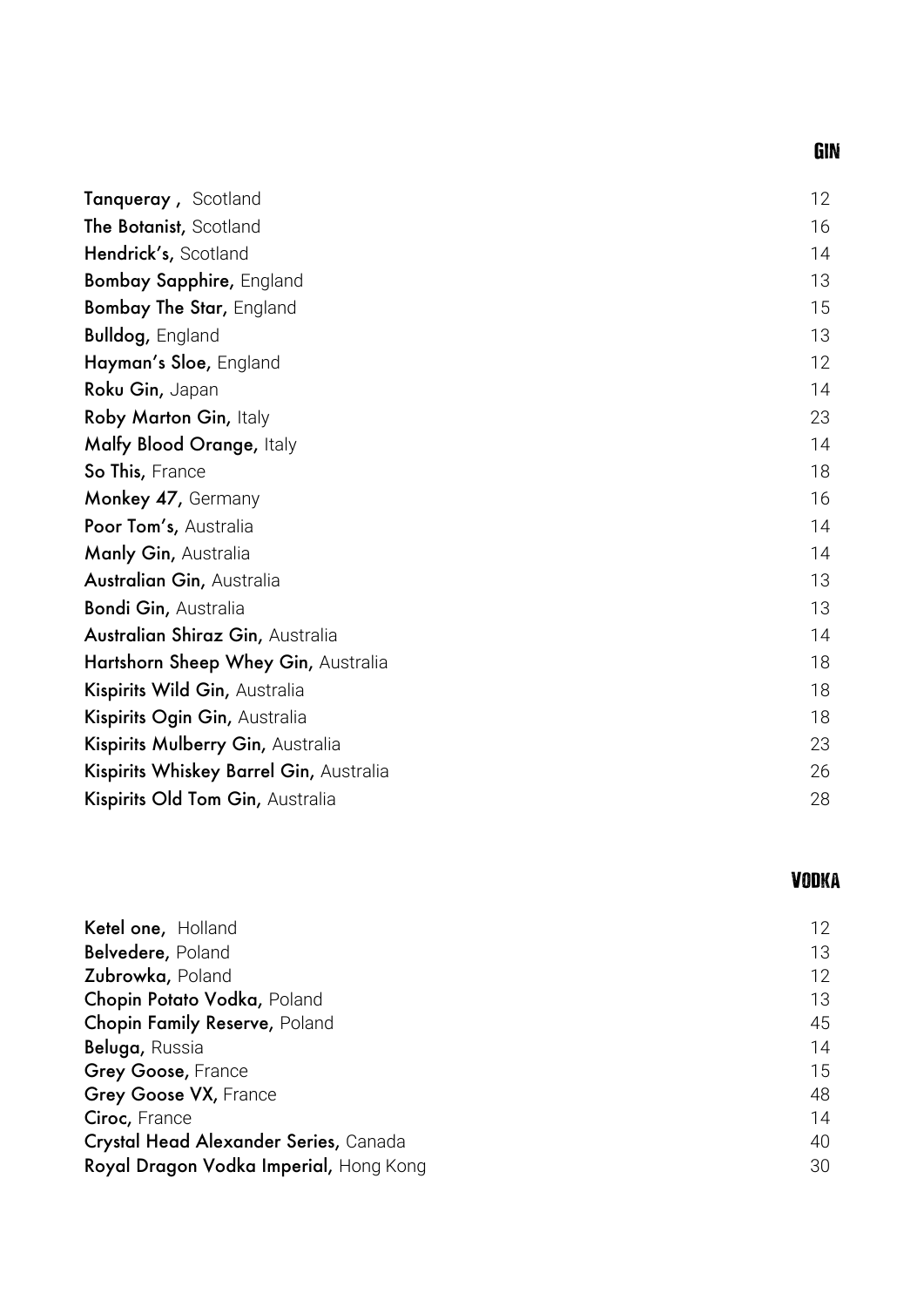## GIN

| | |
|---|---|
| **Tanqueray ,** Scotland | 12 |
| **The Botanist,** Scotland | 16 |
| **Hendrick's,** Scotland | 14 |
| **Bombay Sapphire,** England | 13 |
| **Bombay The Star,** England | 15 |
| **Bulldog,** England | 13 |
| **Hayman's Sloe,** England | 12 |
| **Roku Gin,** Japan | 14 |
| **Roby Marton Gin,** Italy | 23 |
| **Malfy Blood Orange,** Italy | 14 |
| **So This,** France | 18 |
| **Monkey 47,** Germany | 16 |
| **Poor Tom's,** Australia | 14 |
| **Manly Gin,** Australia | 14 |
| **Australian Gin,** Australia | 13 |
| **Bondi Gin,** Australia | 13 |
| **Australian Shiraz Gin,** Australia | 14 |
| **Hartshorn Sheep Whey Gin,** Australia | 18 |
| **Kispirits Wild Gin,** Australia | 18 |
| **Kispirits Ogin Gin,** Australia | 18 |
| **Kispirits Mulberry Gin,** Australia | 23 |
| **Kispirits Whiskey Barrel Gin,** Australia | 26 |
| **Kispirits Old Tom Gin,** Australia | 28 |

## VODKA

| | |
|---|---|
| **Ketel one,** Holland | 12 |
| **Belvedere,** Poland | 13 |
| **Zubrowka,** Poland | 12 |
| **Chopin Potato Vodka,** Poland | 13 |
| **Chopin Family Reserve,** Poland | 45 |
| **Beluga,** Russia | 14 |
| **Grey Goose,** France | 15 |
| **Grey Goose VX,** France | 48 |
| **Ciroc,** France | 14 |
| **Crystal Head Alexander Series,** Canada | 40 |
| **Royal Dragon Vodka Imperial,** Hong Kong | 30 |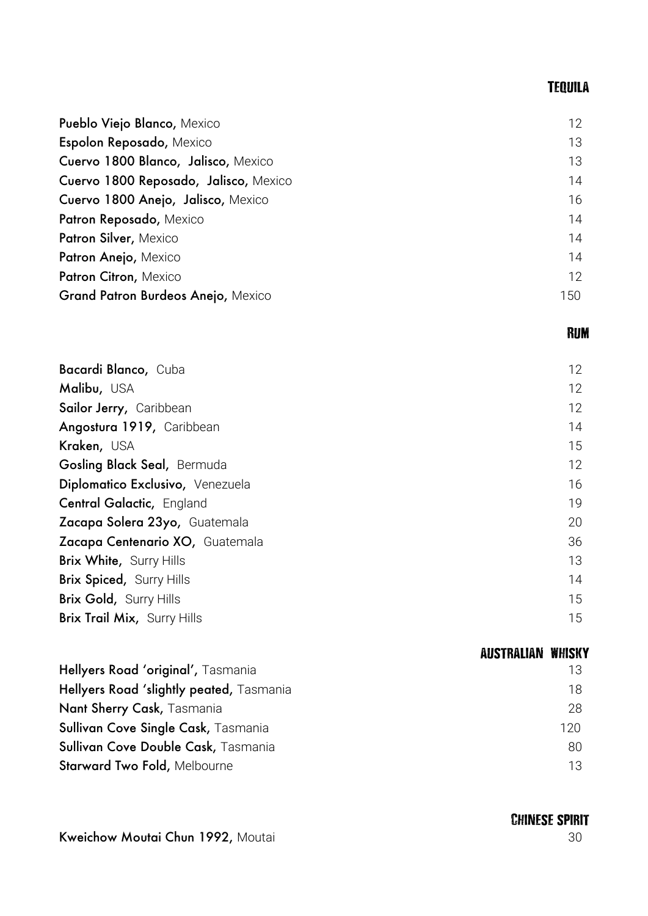## TEQUILA

| Item | Price |
| --- | --- |
| **Pueblo Viejo Blanco,** Mexico | 12 |
| **Espolon Reposado,** Mexico | 13 |
| **Cuervo 1800 Blanco, Jalisco,** Mexico | 13 |
| **Cuervo 1800 Reposado, Jalisco,** Mexico | 14 |
| **Cuervo 1800 Anejo, Jalisco,** Mexico | 16 |
| **Patron Reposado,** Mexico | 14 |
| **Patron Silver,** Mexico | 14 |
| **Patron Anejo,** Mexico | 14 |
| **Patron Citron,** Mexico | 12 |
| **Grand Patron Burdeos Anejo,** Mexico | 150 |

## RUM

| Item | Price |
| --- | --- |
| **Bacardi Blanco,** Cuba | 12 |
| **Malibu,** USA | 12 |
| **Sailor Jerry,** Caribbean | 12 |
| **Angostura 1919,** Caribbean | 14 |
| **Kraken,** USA | 15 |
| **Gosling Black Seal,** Bermuda | 12 |
| **Diplomatico Exclusivo,** Venezuela | 16 |
| **Central Galactic,** England | 19 |
| **Zacapa Solera 23yo,** Guatemala | 20 |
| **Zacapa Centenario XO,** Guatemala | 36 |
| **Brix White,** Surry Hills | 13 |
| **Brix Spiced,** Surry Hills | 14 |
| **Brix Gold,** Surry Hills | 15 |
| **Brix Trail Mix,** Surry Hills | 15 |

## AUSTRALIAN WHISKY

| Item | Price |
| --- | --- |
| **Hellyers Road 'original',** Tasmania | 13 |
| **Hellyers Road 'slightly peated,** Tasmania | 18 |
| **Nant Sherry Cask,** Tasmania | 28 |
| **Sullivan Cove Single Cask,** Tasmania | 120 |
| **Sullivan Cove Double Cask,** Tasmania | 80 |
| **Starward Two Fold,** Melbourne | 13 |

## CHINESE SPIRIT

| Item | Price |
| --- | --- |
| **Kweichow Moutai Chun 1992,** Moutai | 30 |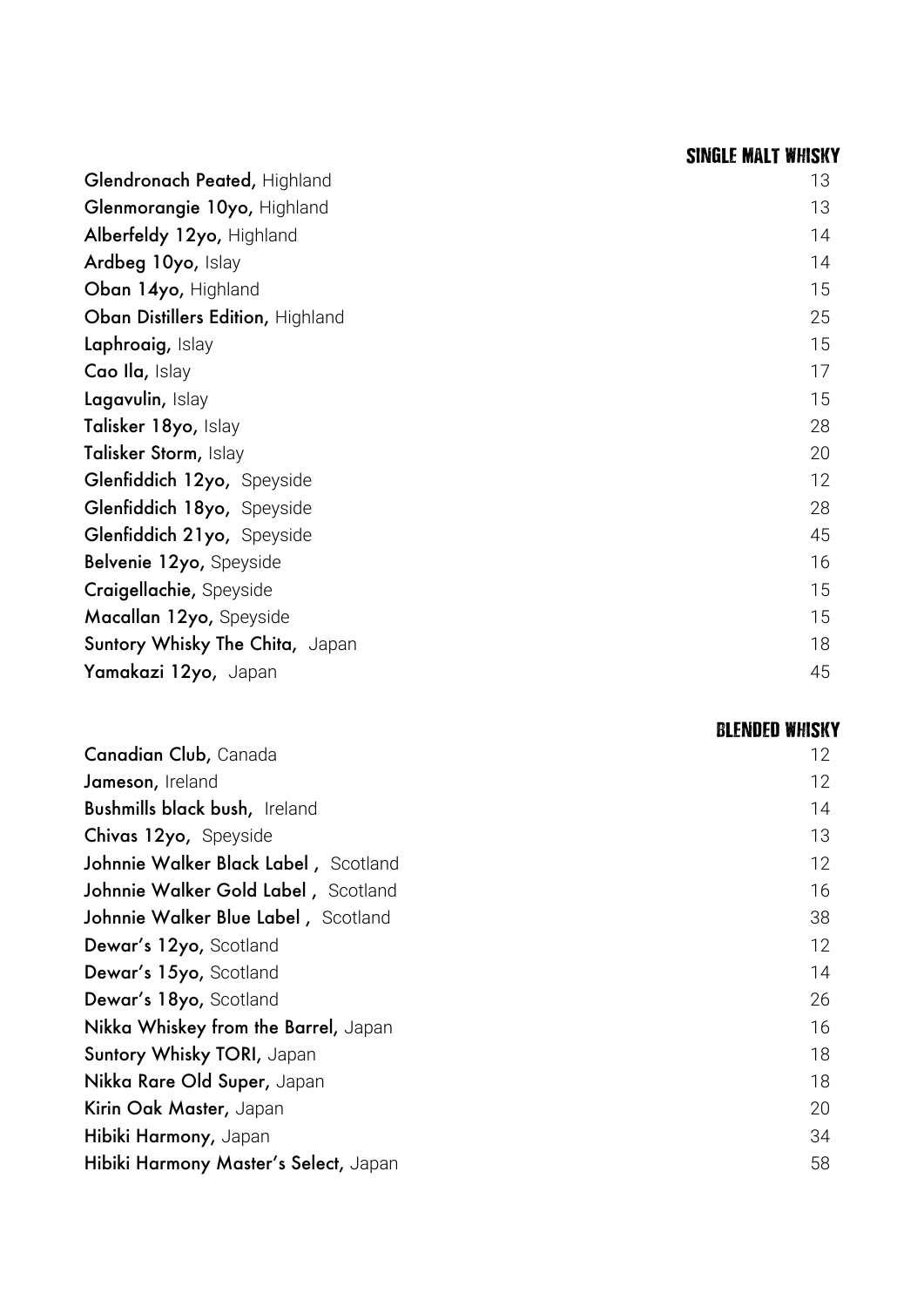## SINGLE MALT WHISKY

| | |
|---|---|
| **Glendronach Peated,** Highland | 13 |
| **Glenmorangie 10yo,** Highland | 13 |
| **Alberfeldy 12yo,** Highland | 14 |
| **Ardbeg 10yo,** Islay | 14 |
| **Oban 14yo,** Highland | 15 |
| **Oban Distillers Edition,** Highland | 25 |
| **Laphroaig,** Islay | 15 |
| **Cao Ila,** Islay | 17 |
| **Lagavulin,** Islay | 15 |
| **Talisker 18yo,** Islay | 28 |
| **Talisker Storm,** Islay | 20 |
| **Glenfiddich 12yo,** Speyside | 12 |
| **Glenfiddich 18yo,** Speyside | 28 |
| **Glenfiddich 21yo,** Speyside | 45 |
| **Belvenie 12yo,** Speyside | 16 |
| **Craigellachie,** Speyside | 15 |
| **Macallan 12yo,** Speyside | 15 |
| **Suntory Whisky The Chita,** Japan | 18 |
| **Yamakazi 12yo,** Japan | 45 |

## BLENDED WHISKY

| | |
|---|---|
| **Canadian Club,** Canada | 12 |
| **Jameson,** Ireland | 12 |
| **Bushmills black bush,** Ireland | 14 |
| **Chivas 12yo,** Speyside | 13 |
| **Johnnie Walker Black Label ,** Scotland | 12 |
| **Johnnie Walker Gold Label ,** Scotland | 16 |
| **Johnnie Walker Blue Label ,** Scotland | 38 |
| **Dewar's 12yo,** Scotland | 12 |
| **Dewar's 15yo,** Scotland | 14 |
| **Dewar's 18yo,** Scotland | 26 |
| **Nikka Whiskey from the Barrel,** Japan | 16 |
| **Suntory Whisky TORI,** Japan | 18 |
| **Nikka Rare Old Super,** Japan | 18 |
| **Kirin Oak Master,** Japan | 20 |
| **Hibiki Harmony,** Japan | 34 |
| **Hibiki Harmony Master's Select,** Japan | 58 |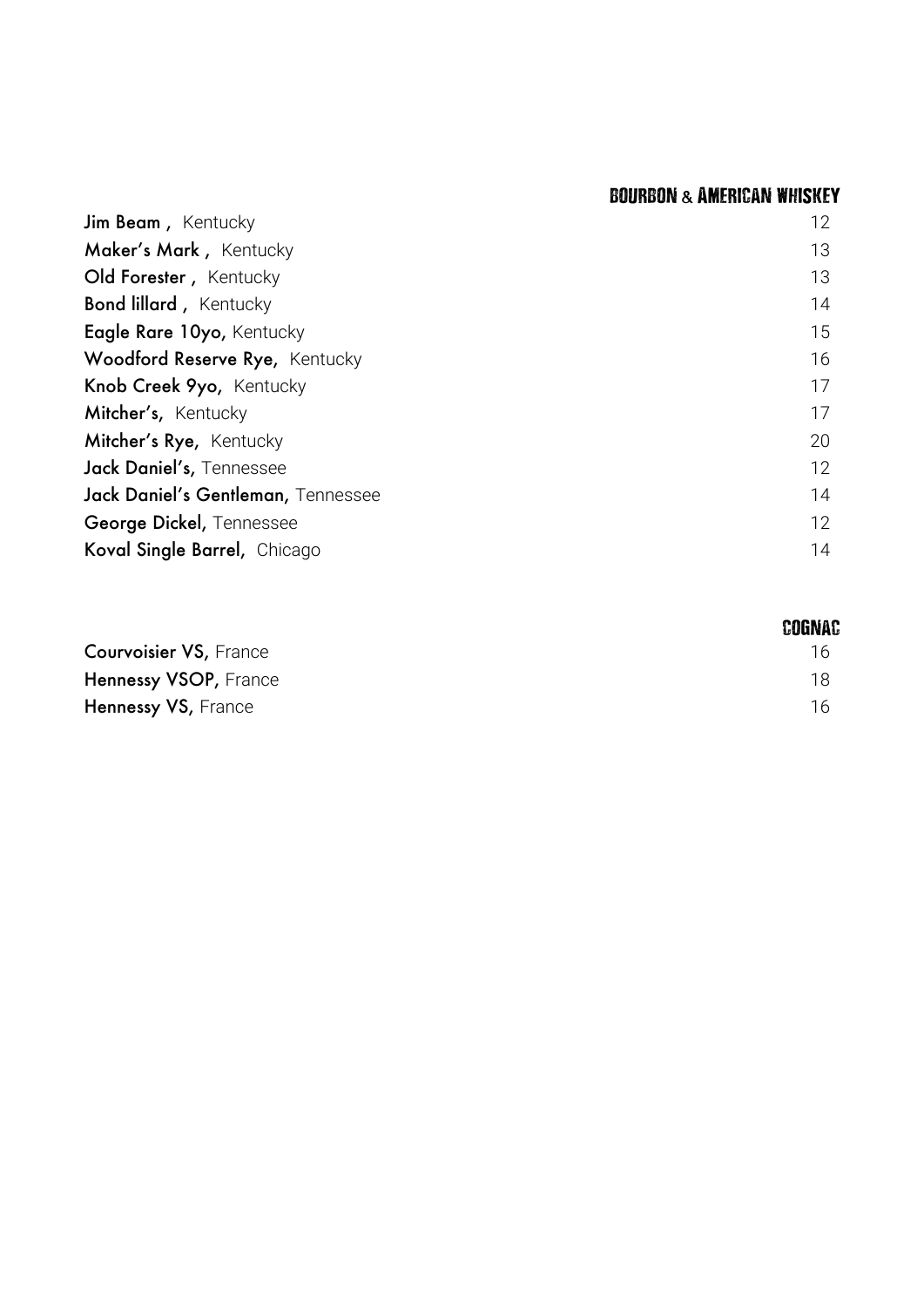## BOURBON & AMERICAN WHISKEY

| | |
|---|---|
| **Jim Beam ,** Kentucky | 12 |
| **Maker's Mark ,** Kentucky | 13 |
| **Old Forester ,** Kentucky | 13 |
| **Bond lillard ,** Kentucky | 14 |
| **Eagle Rare 10yo,** Kentucky | 15 |
| **Woodford Reserve Rye,** Kentucky | 16 |
| **Knob Creek 9yo,** Kentucky | 17 |
| **Mitcher's,** Kentucky | 17 |
| **Mitcher's Rye,** Kentucky | 20 |
| **Jack Daniel's,** Tennessee | 12 |
| **Jack Daniel's Gentleman,** Tennessee | 14 |
| **George Dickel,** Tennessee | 12 |
| **Koval Single Barrel,** Chicago | 14 |

## COGNAC

| | |
|---|---|
| **Courvoisier VS,** France | 16 |
| **Hennessy VSOP,** France | 18 |
| **Hennessy VS,** France | 16 |